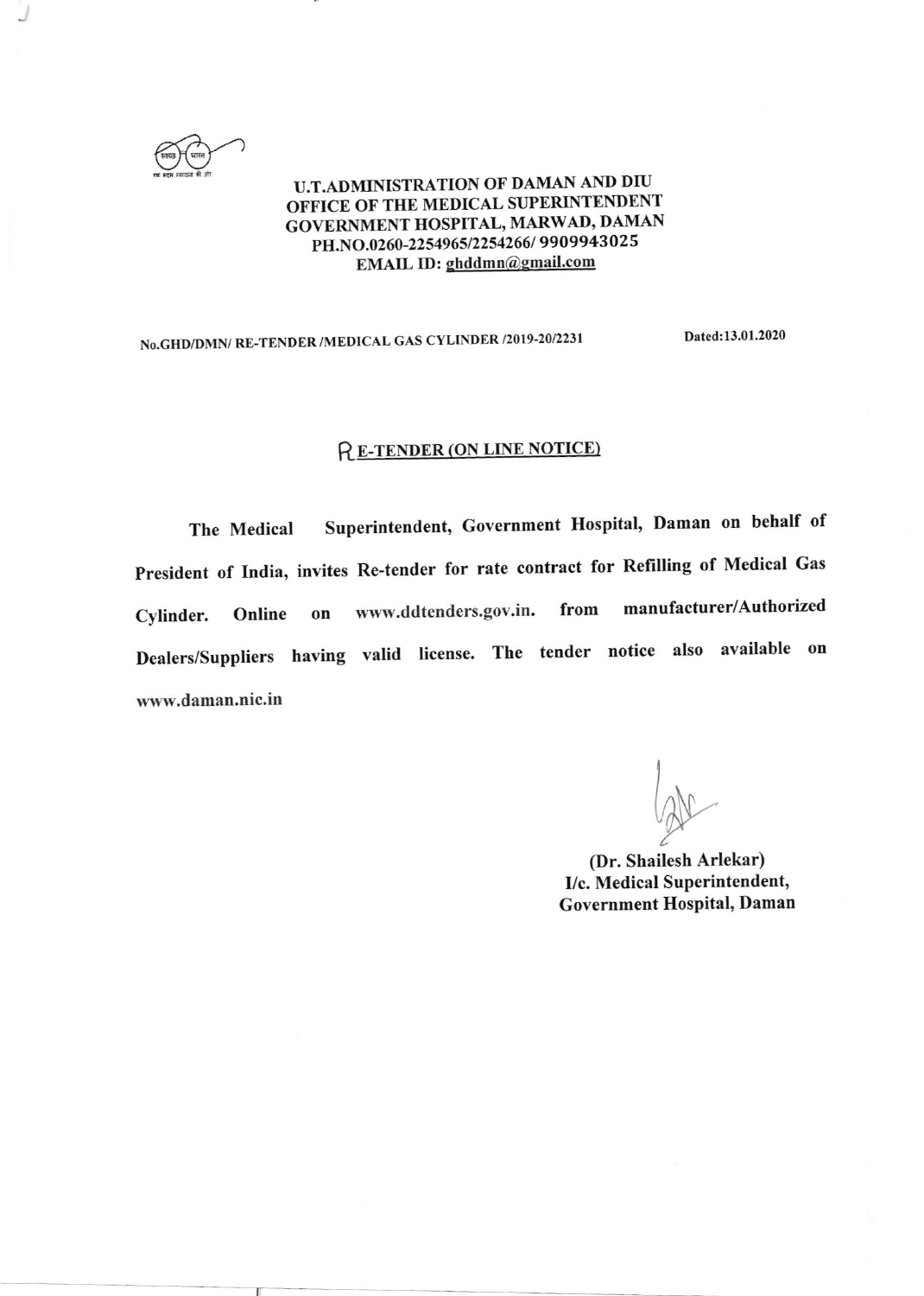U.T.ADMINISTRATION OF DAMAN AND DIU
OFFICE OF THE MEDICAL SUPERINTENDENT
GOVERNMENT HOSPITAL, MARWAD, DAMAN
PH.NO.0260-2254965/2254266/ 9909943025
EMAIL ID: ghddmn@gmail.com

No.GHD/DMN/ RE-TENDER /MEDICAL GAS CYLINDER /2019-20/2231

Dated:13.01.2020

## RE-TENDER (ON LINE NOTICE)

The Medical Superintendent, Government Hospital, Daman on behalf of President of India, invites Re-tender for rate contract for Refilling of Medical Gas Cylinder. Online on www.ddtenders.gov.in. from manufacturer/Authorized Dealers/Suppliers having valid license. The tender notice also available on www.daman.nic.in

(Dr. Shailesh Arlekar)
I/c. Medical Superintendent,
Government Hospital, Daman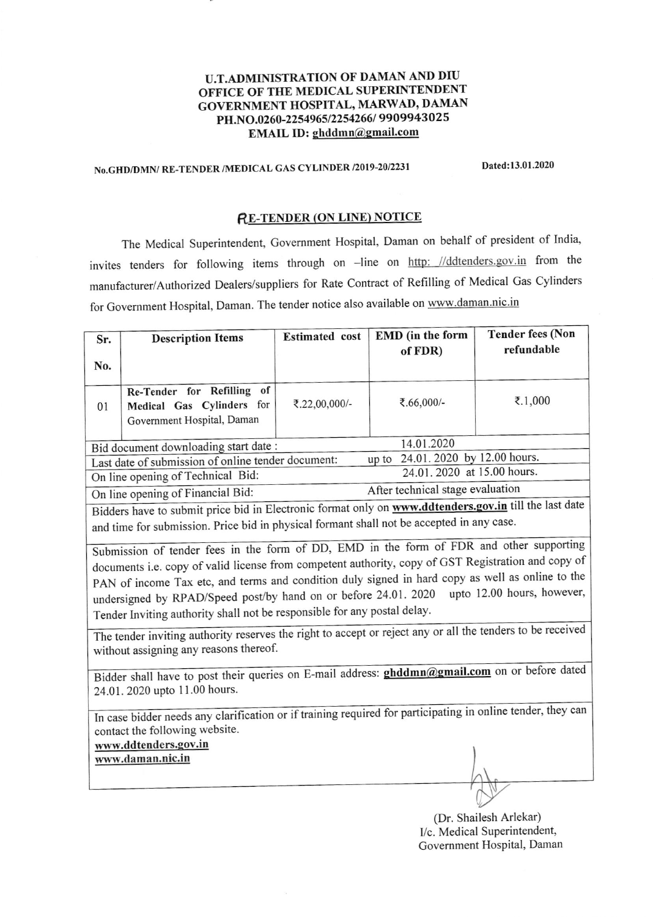**U.T.ADMINISTRATION OF DAMAN AND DIU**
**OFFICE OF THE MEDICAL SUPERINTENDENT**
**GOVERNMENT HOSPITAL, MARWAD, DAMAN**
**PH.NO.0260-2254965/2254266/ 9909943025**
**EMAIL ID: ghddmn@gmail.com**

**No.GHD/DMN/ RE-TENDER /MEDICAL GAS CYLINDER /2019-20/2231** **Dated:13.01.2020**

## RE-TENDER (ON LINE) NOTICE

The Medical Superintendent, Government Hospital, Daman on behalf of president of India, invites tenders for following items through on –line on http: //ddtenders.gov.in from the manufacturer/Authorized Dealers/suppliers for Rate Contract of Refilling of Medical Gas Cylinders for Government Hospital, Daman. The tender notice also available on www.daman.nic.in

| Sr. No. | Description Items | Estimated cost | EMD (in the form of FDR) | Tender fees (Non refundable |
|---|---|---|---|---|
| 01 | Re-Tender for Refilling of Medical Gas Cylinders for Government Hospital, Daman | ₹.22,00,000/- | ₹.66,000/- | ₹.1,000 |
| Bid document downloading start date : | | 14.01.2020 | | |
| Last date of submission of online tender document: | | up to 24.01. 2020 by 12.00 hours. | | |
| On line opening of Technical Bid: | | 24.01. 2020 at 15.00 hours. | | |
| On line opening of Financial Bid: | | After technical stage evaluation | | |

Bidders have to submit price bid in Electronic format only on **www.ddtenders.gov.in** till the last date and time for submission. Price bid in physical formant shall not be accepted in any case.

Submission of tender fees in the form of DD, EMD in the form of FDR and other supporting documents i.e. copy of valid license from competent authority, copy of GST Registration and copy of PAN of income Tax etc, and terms and condition duly signed in hard copy as well as online to the undersigned by RPAD/Speed post/by hand on or before 24.01. 2020 upto 12.00 hours, however, Tender Inviting authority shall not be responsible for any postal delay.

The tender inviting authority reserves the right to accept or reject any or all the tenders to be received without assigning any reasons thereof.

Bidder shall have to post their queries on E-mail address: **ghddmn@gmail.com** on or before dated 24.01. 2020 upto 11.00 hours.

In case bidder needs any clarification or if training required for participating in online tender, they can contact the following website.
**www.ddtenders.gov.in**
**www.daman.nic.in**

(Dr. Shailesh Arlekar)
I/c. Medical Superintendent,
Government Hospital, Daman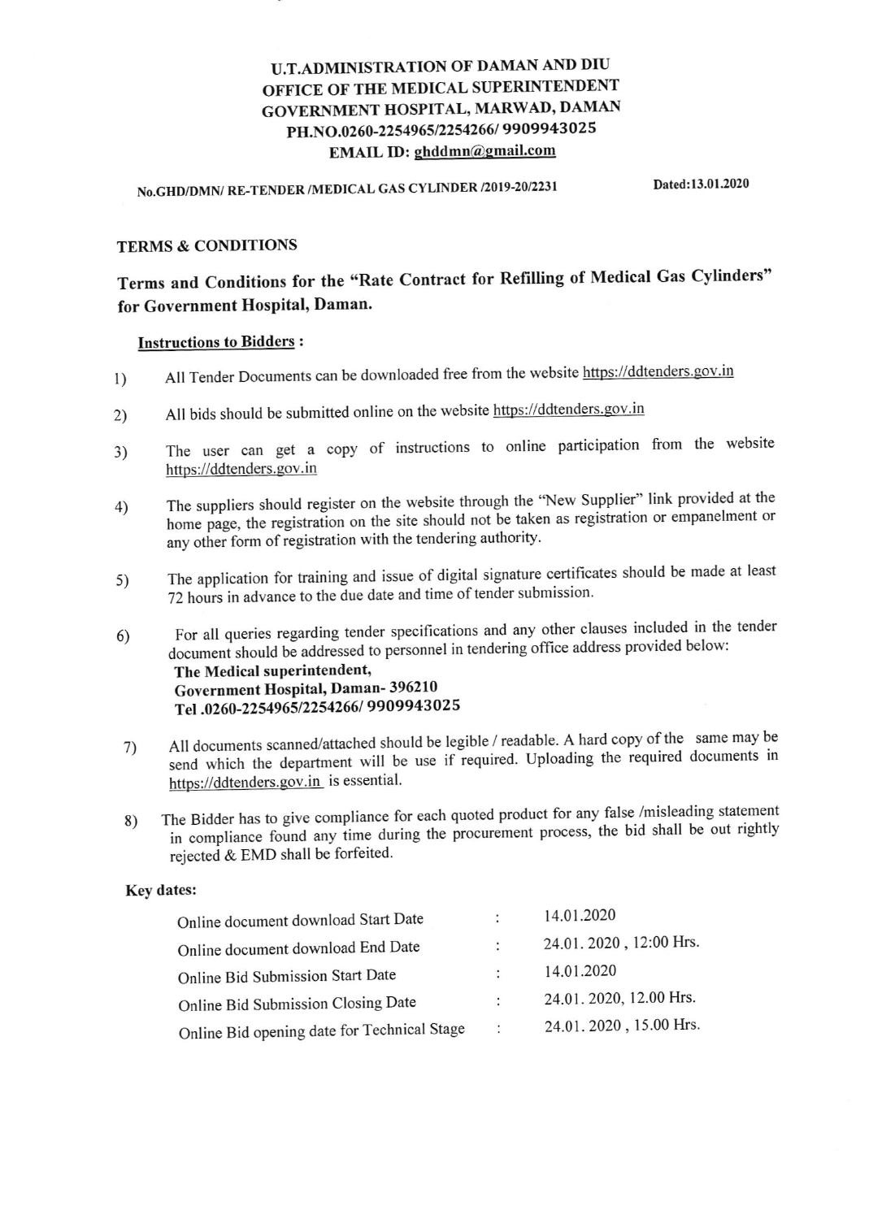**U.T.ADMINISTRATION OF DAMAN AND DIU**
**OFFICE OF THE MEDICAL SUPERINTENDENT**
**GOVERNMENT HOSPITAL, MARWAD, DAMAN**
**PH.NO.0260-2254965/2254266/ 9909943025**
**EMAIL ID: ghddmn@gmail.com**

**No.GHD/DMN/ RE-TENDER /MEDICAL GAS CYLINDER /2019-20/2231** **Dated:13.01.2020**

## TERMS & CONDITIONS

## Terms and Conditions for the "Rate Contract for Refilling of Medical Gas Cylinders" for Government Hospital, Daman.

**Instructions to Bidders :**

1) All Tender Documents can be downloaded free from the website https://ddtenders.gov.in
2) All bids should be submitted online on the website https://ddtenders.gov.in
3) The user can get a copy of instructions to online participation from the website https://ddtenders.gov.in
4) The suppliers should register on the website through the "New Supplier" link provided at the home page, the registration on the site should not be taken as registration or empanelment or any other form of registration with the tendering authority.
5) The application for training and issue of digital signature certificates should be made at least 72 hours in advance to the due date and time of tender submission.
6) For all queries regarding tender specifications and any other clauses included in the tender document should be addressed to personnel in tendering office address provided below:
   **The Medical superintendent,**
   **Government Hospital, Daman- 396210**
   **Tel .0260-2254965/2254266/ 9909943025**
7) All documents scanned/attached should be legible / readable. A hard copy of the same may be send which the department will be use if required. Uploading the required documents in https://ddtenders.gov.in is essential.
8) The Bidder has to give compliance for each quoted product for any false /misleading statement in compliance found any time during the procurement process, the bid shall be out rightly rejected & EMD shall be forfeited.

**Key dates:**

| | | |
|---|---|---|
| Online document download Start Date | : | 14.01.2020 |
| Online document download End Date | : | 24.01. 2020 , 12:00 Hrs. |
| Online Bid Submission Start Date | : | 14.01.2020 |
| Online Bid Submission Closing Date | : | 24.01. 2020, 12.00 Hrs. |
| Online Bid opening date for Technical Stage | : | 24.01. 2020 , 15.00 Hrs. |